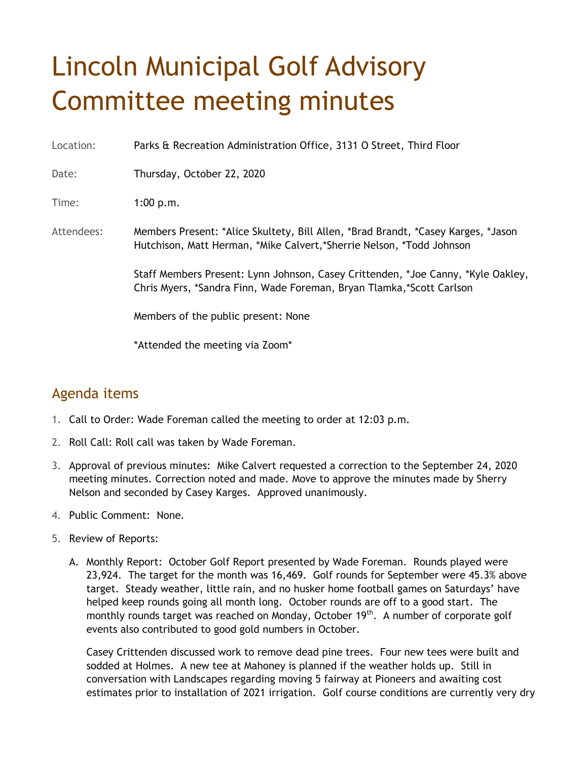# Lincoln Municipal Golf Advisory Committee meeting minutes

Location: Parks & Recreation Administration Office, 3131 O Street, Third Floor

Date: Thursday, October 22, 2020

Time: 1:00 p.m.

Attendees: Members Present: *Alice Skultety, Bill Allen, *Brad Brandt, *Casey Karges, *Jason Hutchison, Matt Herman, *Mike Calvert,*Sherrie Nelson, *Todd Johnson

Staff Members Present: Lynn Johnson, Casey Crittenden, *Joe Canny, *Kyle Oakley, Chris Myers, *Sandra Finn, Wade Foreman, Bryan Tlamka,*Scott Carlson

Members of the public present: None

*Attended the meeting via Zoom*

## Agenda items

1. Call to Order: Wade Foreman called the meeting to order at 12:03 p.m.
2. Roll Call: Roll call was taken by Wade Foreman.
3. Approval of previous minutes: Mike Calvert requested a correction to the September 24, 2020 meeting minutes. Correction noted and made. Move to approve the minutes made by Sherry Nelson and seconded by Casey Karges. Approved unanimously.
4. Public Comment: None.
5. Review of Reports:
   A. Monthly Report: October Golf Report presented by Wade Foreman. Rounds played were 23,924. The target for the month was 16,469. Golf rounds for September were 45.3% above target. Steady weather, little rain, and no husker home football games on Saturdays' have helped keep rounds going all month long. October rounds are off to a good start. The monthly rounds target was reached on Monday, October 19th. A number of corporate golf events also contributed to good gold numbers in October.

   Casey Crittenden discussed work to remove dead pine trees. Four new tees were built and sodded at Holmes. A new tee at Mahoney is planned if the weather holds up. Still in conversation with Landscapes regarding moving 5 fairway at Pioneers and awaiting cost estimates prior to installation of 2021 irrigation. Golf course conditions are currently very dry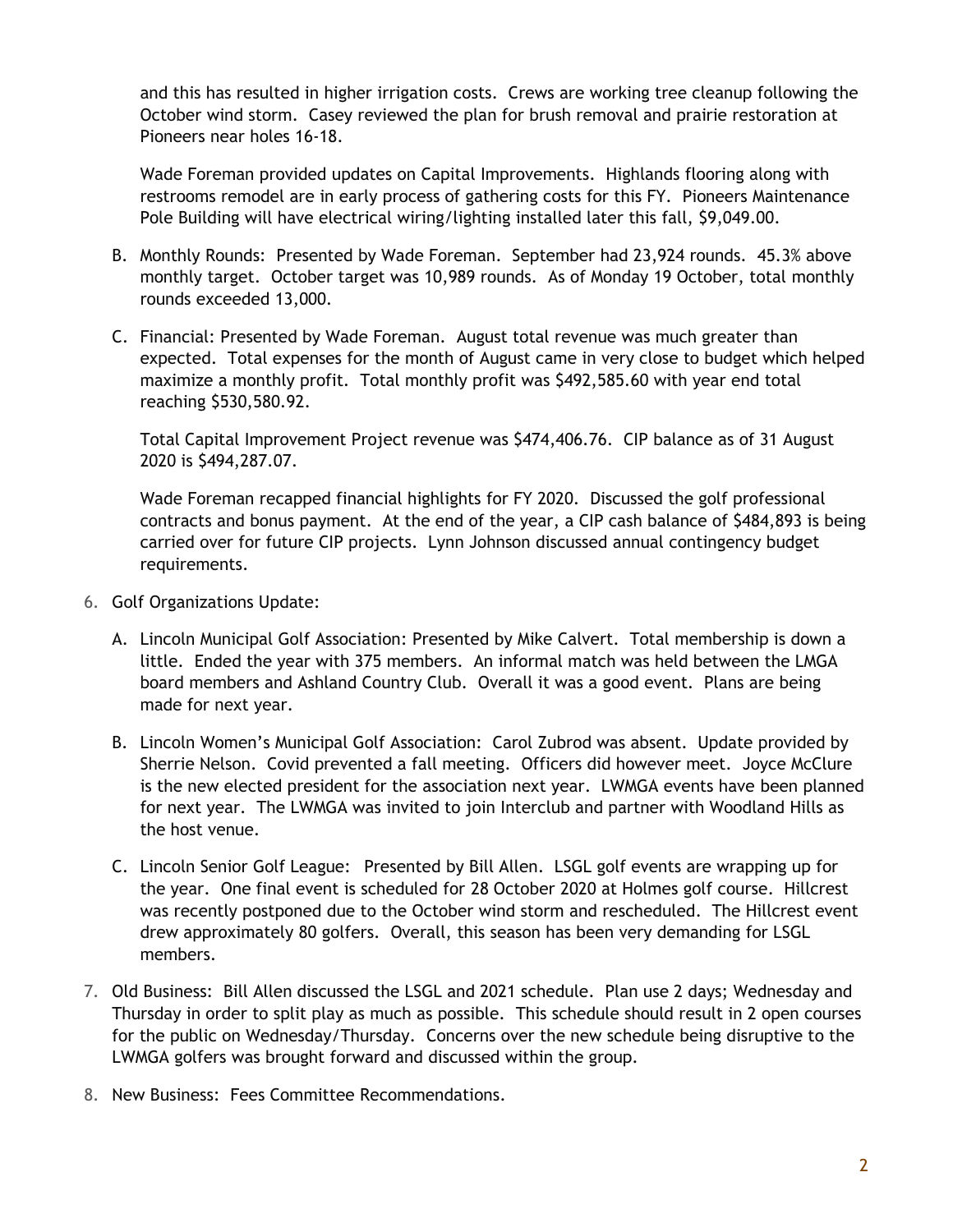and this has resulted in higher irrigation costs. Crews are working tree cleanup following the October wind storm. Casey reviewed the plan for brush removal and prairie restoration at Pioneers near holes 16-18.

Wade Foreman provided updates on Capital Improvements. Highlands flooring along with restrooms remodel are in early process of gathering costs for this FY. Pioneers Maintenance Pole Building will have electrical wiring/lighting installed later this fall, $9,049.00.

B. Monthly Rounds: Presented by Wade Foreman. September had 23,924 rounds. 45.3% above monthly target. October target was 10,989 rounds. As of Monday 19 October, total monthly rounds exceeded 13,000.

C. Financial: Presented by Wade Foreman. August total revenue was much greater than expected. Total expenses for the month of August came in very close to budget which helped maximize a monthly profit. Total monthly profit was $492,585.60 with year end total reaching $530,580.92.

Total Capital Improvement Project revenue was $474,406.76. CIP balance as of 31 August 2020 is $494,287.07.

Wade Foreman recapped financial highlights for FY 2020. Discussed the golf professional contracts and bonus payment. At the end of the year, a CIP cash balance of $484,893 is being carried over for future CIP projects. Lynn Johnson discussed annual contingency budget requirements.

6. Golf Organizations Update:

   A. Lincoln Municipal Golf Association: Presented by Mike Calvert. Total membership is down a little. Ended the year with 375 members. An informal match was held between the LMGA board members and Ashland Country Club. Overall it was a good event. Plans are being made for next year.

   B. Lincoln Women's Municipal Golf Association: Carol Zubrod was absent. Update provided by Sherrie Nelson. Covid prevented a fall meeting. Officers did however meet. Joyce McClure is the new elected president for the association next year. LWMGA events have been planned for next year. The LWMGA was invited to join Interclub and partner with Woodland Hills as the host venue.

   C. Lincoln Senior Golf League: Presented by Bill Allen. LSGL golf events are wrapping up for the year. One final event is scheduled for 28 October 2020 at Holmes golf course. Hillcrest was recently postponed due to the October wind storm and rescheduled. The Hillcrest event drew approximately 80 golfers. Overall, this season has been very demanding for LSGL members.

7. Old Business: Bill Allen discussed the LSGL and 2021 schedule. Plan use 2 days; Wednesday and Thursday in order to split play as much as possible. This schedule should result in 2 open courses for the public on Wednesday/Thursday. Concerns over the new schedule being disruptive to the LWMGA golfers was brought forward and discussed within the group.

8. New Business: Fees Committee Recommendations.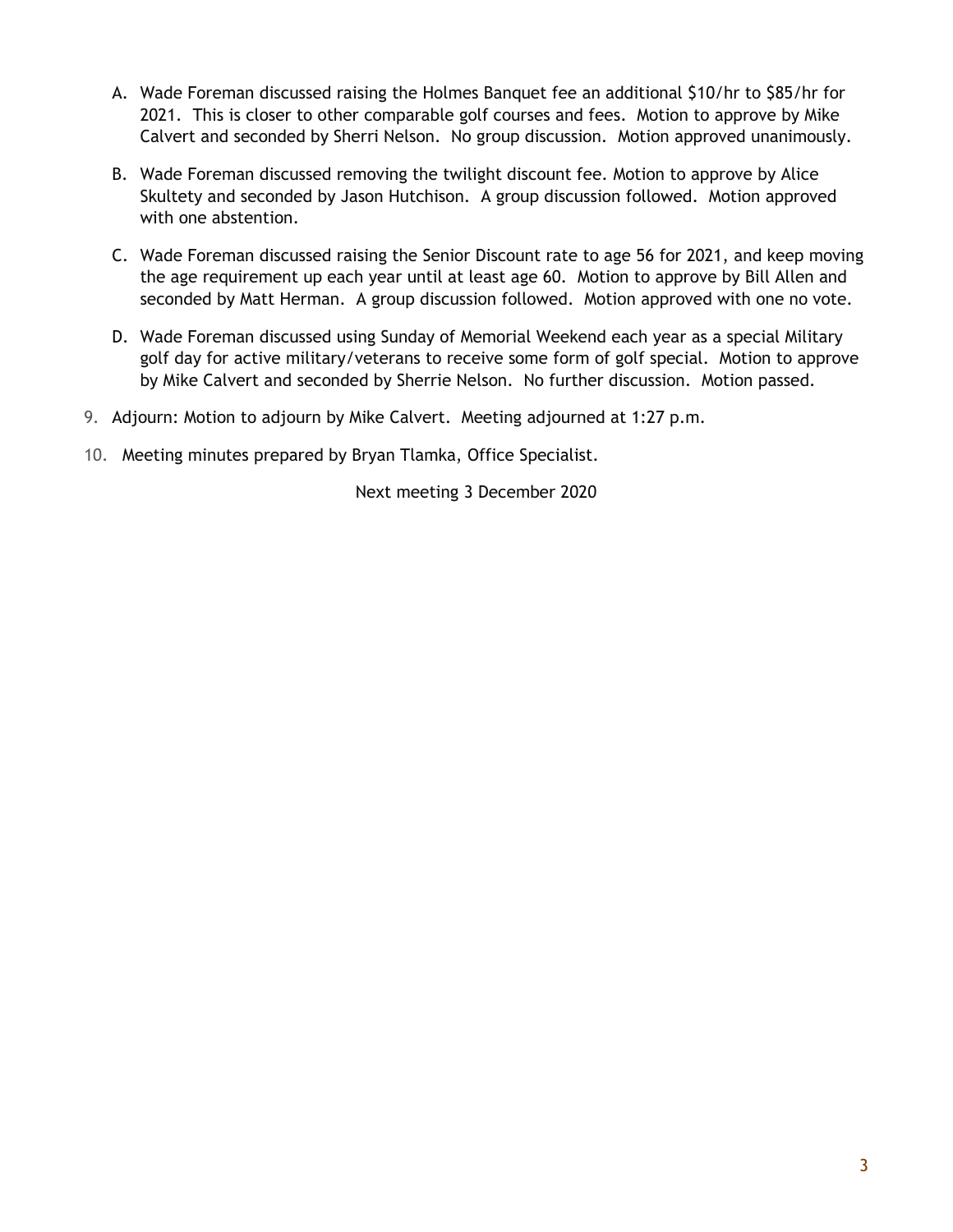A. Wade Foreman discussed raising the Holmes Banquet fee an additional $10/hr to $85/hr for 2021. This is closer to other comparable golf courses and fees. Motion to approve by Mike Calvert and seconded by Sherri Nelson. No group discussion. Motion approved unanimously.

B. Wade Foreman discussed removing the twilight discount fee. Motion to approve by Alice Skultety and seconded by Jason Hutchison. A group discussion followed. Motion approved with one abstention.

C. Wade Foreman discussed raising the Senior Discount rate to age 56 for 2021, and keep moving the age requirement up each year until at least age 60. Motion to approve by Bill Allen and seconded by Matt Herman. A group discussion followed. Motion approved with one no vote.

D. Wade Foreman discussed using Sunday of Memorial Weekend each year as a special Military golf day for active military/veterans to receive some form of golf special. Motion to approve by Mike Calvert and seconded by Sherrie Nelson. No further discussion. Motion passed.

9. Adjourn: Motion to adjourn by Mike Calvert. Meeting adjourned at 1:27 p.m.

10. Meeting minutes prepared by Bryan Tlamka, Office Specialist.

Next meeting 3 December 2020